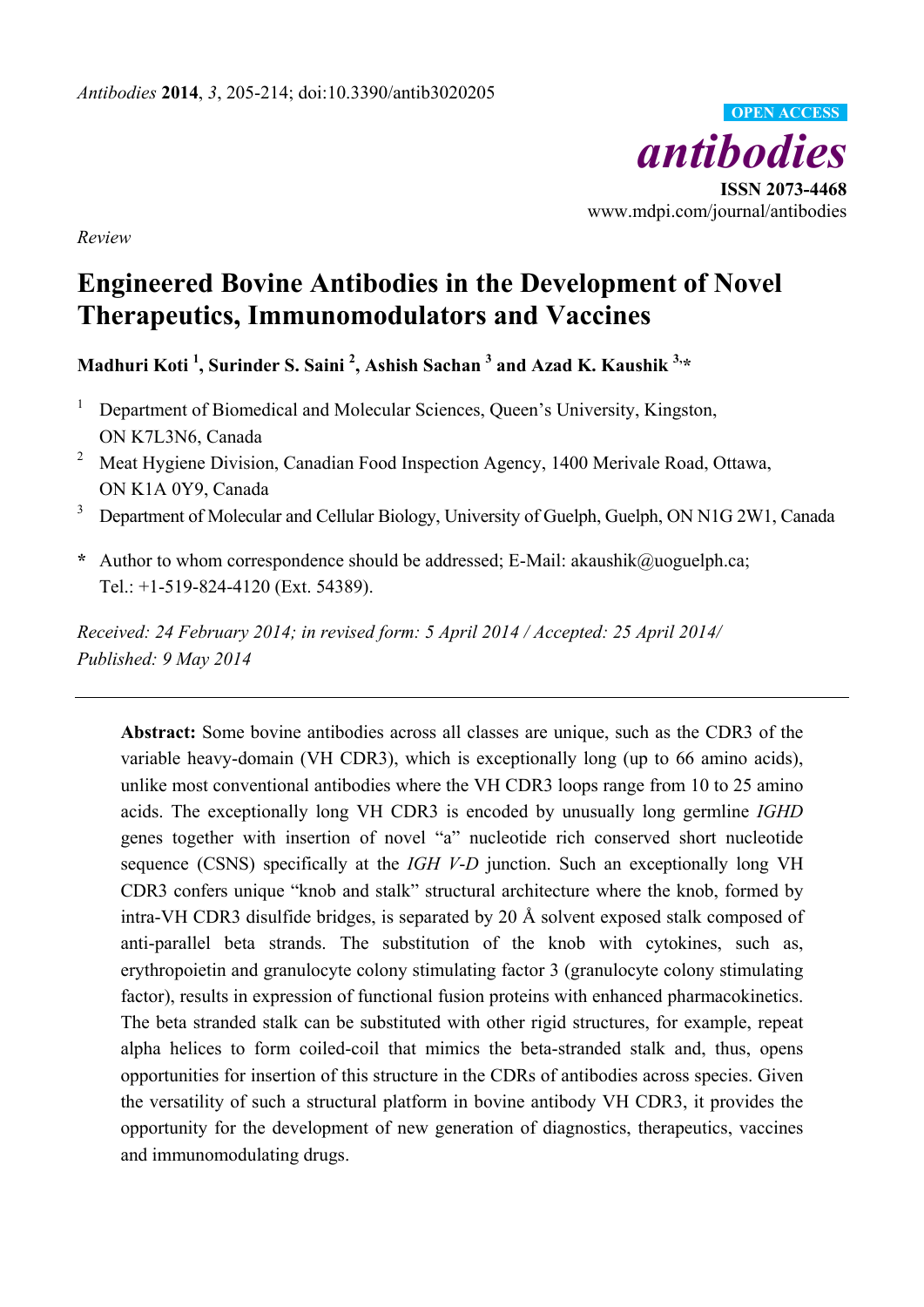*Review*

# Engineered Bovine Antibodies in the Development of Novel Therapeutics, Immunomodulators and Vaccines

**Madhuri Koti [1], Surinder S. Saini [2], Ashish Sachan [3] and Azad K. Kaushik [3,*]**

[1] Department of Biomedical and Molecular Sciences, Queen's University, Kingston, ON K7L3N6, Canada

[2] Meat Hygiene Division, Canadian Food Inspection Agency, 1400 Merivale Road, Ottawa, ON K1A 0Y9, Canada

[3] Department of Molecular and Cellular Biology, University of Guelph, Guelph, ON N1G 2W1, Canada

\* Author to whom correspondence should be addressed; E-Mail: akaushik@uoguelph.ca; Tel.: +1-519-824-4120 (Ext. 54389).

*Received: 24 February 2014; in revised form: 5 April 2014 / Accepted: 25 April 2014/ Published: 9 May 2014*

---

**Abstract:** Some bovine antibodies across all classes are unique, such as the CDR3 of the variable heavy-domain (VH CDR3), which is exceptionally long (up to 66 amino acids), unlike most conventional antibodies where the VH CDR3 loops range from 10 to 25 amino acids. The exceptionally long VH CDR3 is encoded by unusually long germline *IGHD* genes together with insertion of novel "a" nucleotide rich conserved short nucleotide sequence (CSNS) specifically at the *IGH V-D* junction. Such an exceptionally long VH CDR3 confers unique "knob and stalk" structural architecture where the knob, formed by intra-VH CDR3 disulfide bridges, is separated by 20 Å solvent exposed stalk composed of anti-parallel beta strands. The substitution of the knob with cytokines, such as, erythropoietin and granulocyte colony stimulating factor 3 (granulocyte colony stimulating factor), results in expression of functional fusion proteins with enhanced pharmacokinetics. The beta stranded stalk can be substituted with other rigid structures, for example, repeat alpha helices to form coiled-coil that mimics the beta-stranded stalk and, thus, opens opportunities for insertion of this structure in the CDRs of antibodies across species. Given the versatility of such a structural platform in bovine antibody VH CDR3, it provides the opportunity for the development of new generation of diagnostics, therapeutics, vaccines and immunomodulating drugs.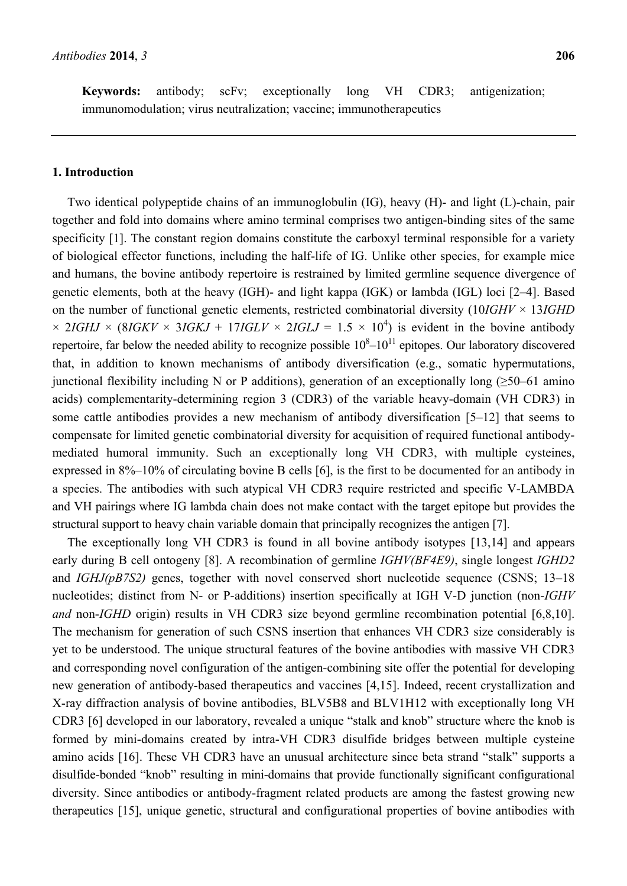**Keywords:** antibody; scFv; exceptionally long VH CDR3; antigenization; immunomodulation; virus neutralization; vaccine; immunotherapeutics

## 1. Introduction

Two identical polypeptide chains of an immunoglobulin (IG), heavy (H)- and light (L)-chain, pair together and fold into domains where amino terminal comprises two antigen-binding sites of the same specificity [1]. The constant region domains constitute the carboxyl terminal responsible for a variety of biological effector functions, including the half-life of IG. Unlike other species, for example mice and humans, the bovine antibody repertoire is restrained by limited germline sequence divergence of genetic elements, both at the heavy (IGH)- and light kappa (IGK) or lambda (IGL) loci [2–4]. Based on the number of functional genetic elements, restricted combinatorial diversity (10*IGHV* × 13*IGHD* × 2*IGHJ* × (8*IGKV* × 3*IGKJ* + 17*IGLV* × 2*IGLJ* = $1.5 \times 10^4$) is evident in the bovine antibody repertoire, far below the needed ability to recognize possible $10^8$–$10^{11}$ epitopes. Our laboratory discovered that, in addition to known mechanisms of antibody diversification (e.g., somatic hypermutations, junctional flexibility including N or P additions), generation of an exceptionally long (≥50–61 amino acids) complementarity-determining region 3 (CDR3) of the variable heavy-domain (VH CDR3) in some cattle antibodies provides a new mechanism of antibody diversification [5–12] that seems to compensate for limited genetic combinatorial diversity for acquisition of required functional antibody-mediated humoral immunity. Such an exceptionally long VH CDR3, with multiple cysteines, expressed in 8%–10% of circulating bovine B cells [6], is the first to be documented for an antibody in a species. The antibodies with such atypical VH CDR3 require restricted and specific V-LAMBDA and VH pairings where IG lambda chain does not make contact with the target epitope but provides the structural support to heavy chain variable domain that principally recognizes the antigen [7].

The exceptionally long VH CDR3 is found in all bovine antibody isotypes [13,14] and appears early during B cell ontogeny [8]. A recombination of germline *IGHV(BF4E9)*, single longest *IGHD2* and *IGHJ(pB7S2)* genes, together with novel conserved short nucleotide sequence (CSNS; 13–18 nucleotides; distinct from N- or P-additions) insertion specifically at IGH V-D junction (non-*IGHV and* non-*IGHD* origin) results in VH CDR3 size beyond germline recombination potential [6,8,10]. The mechanism for generation of such CSNS insertion that enhances VH CDR3 size considerably is yet to be understood. The unique structural features of the bovine antibodies with massive VH CDR3 and corresponding novel configuration of the antigen-combining site offer the potential for developing new generation of antibody-based therapeutics and vaccines [4,15]. Indeed, recent crystallization and X-ray diffraction analysis of bovine antibodies, BLV5B8 and BLV1H12 with exceptionally long VH CDR3 [6] developed in our laboratory, revealed a unique "stalk and knob" structure where the knob is formed by mini-domains created by intra-VH CDR3 disulfide bridges between multiple cysteine amino acids [16]. These VH CDR3 have an unusual architecture since beta strand "stalk" supports a disulfide-bonded "knob" resulting in mini-domains that provide functionally significant configurational diversity. Since antibodies or antibody-fragment related products are among the fastest growing new therapeutics [15], unique genetic, structural and configurational properties of bovine antibodies with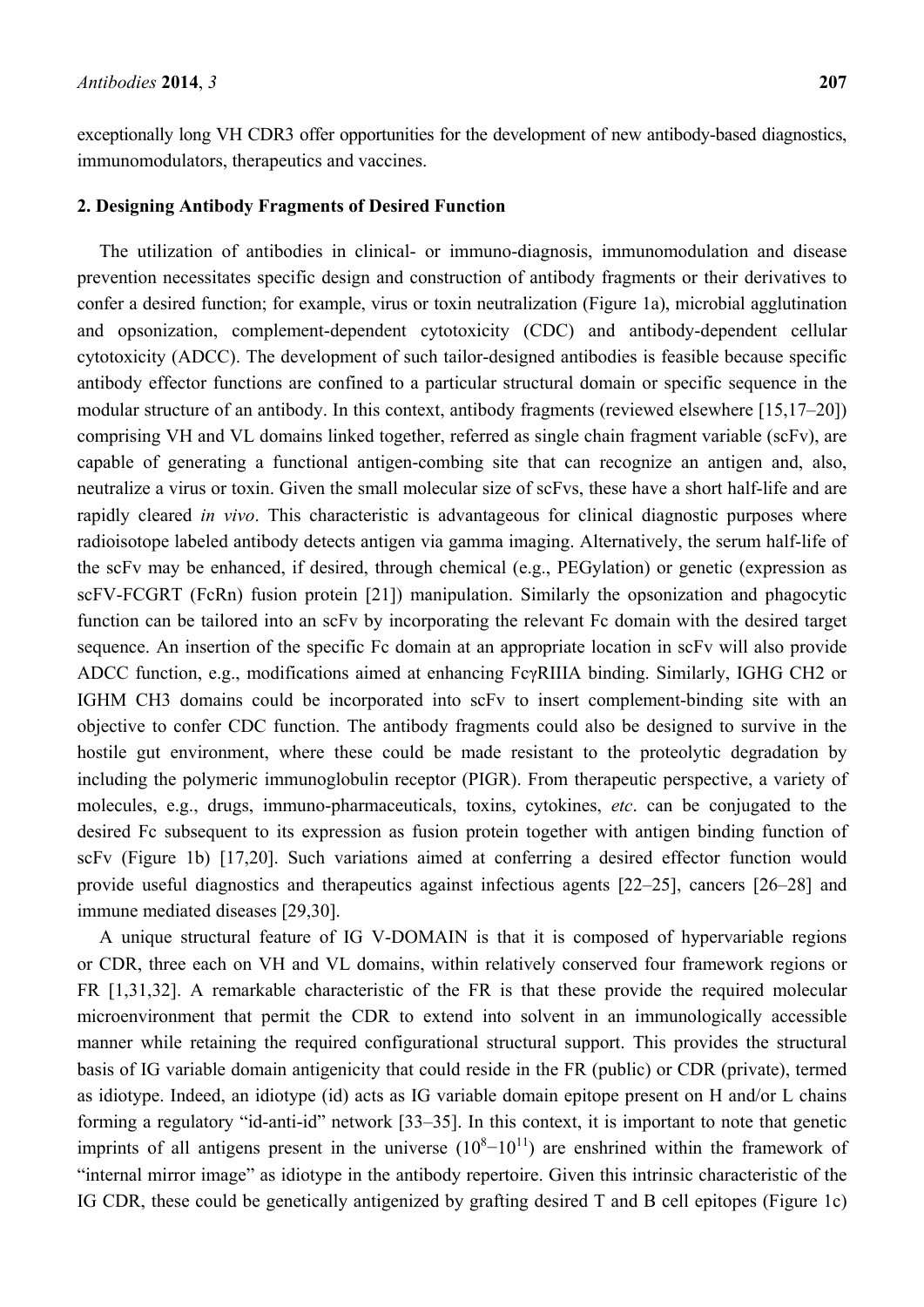exceptionally long VH CDR3 offer opportunities for the development of new antibody-based diagnostics, immunomodulators, therapeutics and vaccines.

## 2. Designing Antibody Fragments of Desired Function

The utilization of antibodies in clinical- or immuno-diagnosis, immunomodulation and disease prevention necessitates specific design and construction of antibody fragments or their derivatives to confer a desired function; for example, virus or toxin neutralization (Figure 1a), microbial agglutination and opsonization, complement-dependent cytotoxicity (CDC) and antibody-dependent cellular cytotoxicity (ADCC). The development of such tailor-designed antibodies is feasible because specific antibody effector functions are confined to a particular structural domain or specific sequence in the modular structure of an antibody. In this context, antibody fragments (reviewed elsewhere [15,17–20]) comprising VH and VL domains linked together, referred as single chain fragment variable (scFv), are capable of generating a functional antigen-combing site that can recognize an antigen and, also, neutralize a virus or toxin. Given the small molecular size of scFvs, these have a short half-life and are rapidly cleared *in vivo*. This characteristic is advantageous for clinical diagnostic purposes where radioisotope labeled antibody detects antigen via gamma imaging. Alternatively, the serum half-life of the scFv may be enhanced, if desired, through chemical (e.g., PEGylation) or genetic (expression as scFV-FCGRT (FcRn) fusion protein [21]) manipulation. Similarly the opsonization and phagocytic function can be tailored into an scFv by incorporating the relevant Fc domain with the desired target sequence. An insertion of the specific Fc domain at an appropriate location in scFv will also provide ADCC function, e.g., modifications aimed at enhancing FcγRIIIA binding. Similarly, IGHG CH2 or IGHM CH3 domains could be incorporated into scFv to insert complement-binding site with an objective to confer CDC function. The antibody fragments could also be designed to survive in the hostile gut environment, where these could be made resistant to the proteolytic degradation by including the polymeric immunoglobulin receptor (PIGR). From therapeutic perspective, a variety of molecules, e.g., drugs, immuno-pharmaceuticals, toxins, cytokines, *etc*. can be conjugated to the desired Fc subsequent to its expression as fusion protein together with antigen binding function of scFv (Figure 1b) [17,20]. Such variations aimed at conferring a desired effector function would provide useful diagnostics and therapeutics against infectious agents [22–25], cancers [26–28] and immune mediated diseases [29,30].

A unique structural feature of IG V-DOMAIN is that it is composed of hypervariable regions or CDR, three each on VH and VL domains, within relatively conserved four framework regions or FR [1,31,32]. A remarkable characteristic of the FR is that these provide the required molecular microenvironment that permit the CDR to extend into solvent in an immunologically accessible manner while retaining the required configurational structural support. This provides the structural basis of IG variable domain antigenicity that could reside in the FR (public) or CDR (private), termed as idiotype. Indeed, an idiotype (id) acts as IG variable domain epitope present on H and/or L chains forming a regulatory "id-anti-id" network [33–35]. In this context, it is important to note that genetic imprints of all antigens present in the universe ($10^8$−$10^{11}$) are enshrined within the framework of "internal mirror image" as idiotype in the antibody repertoire. Given this intrinsic characteristic of the IG CDR, these could be genetically antigenized by grafting desired T and B cell epitopes (Figure 1c)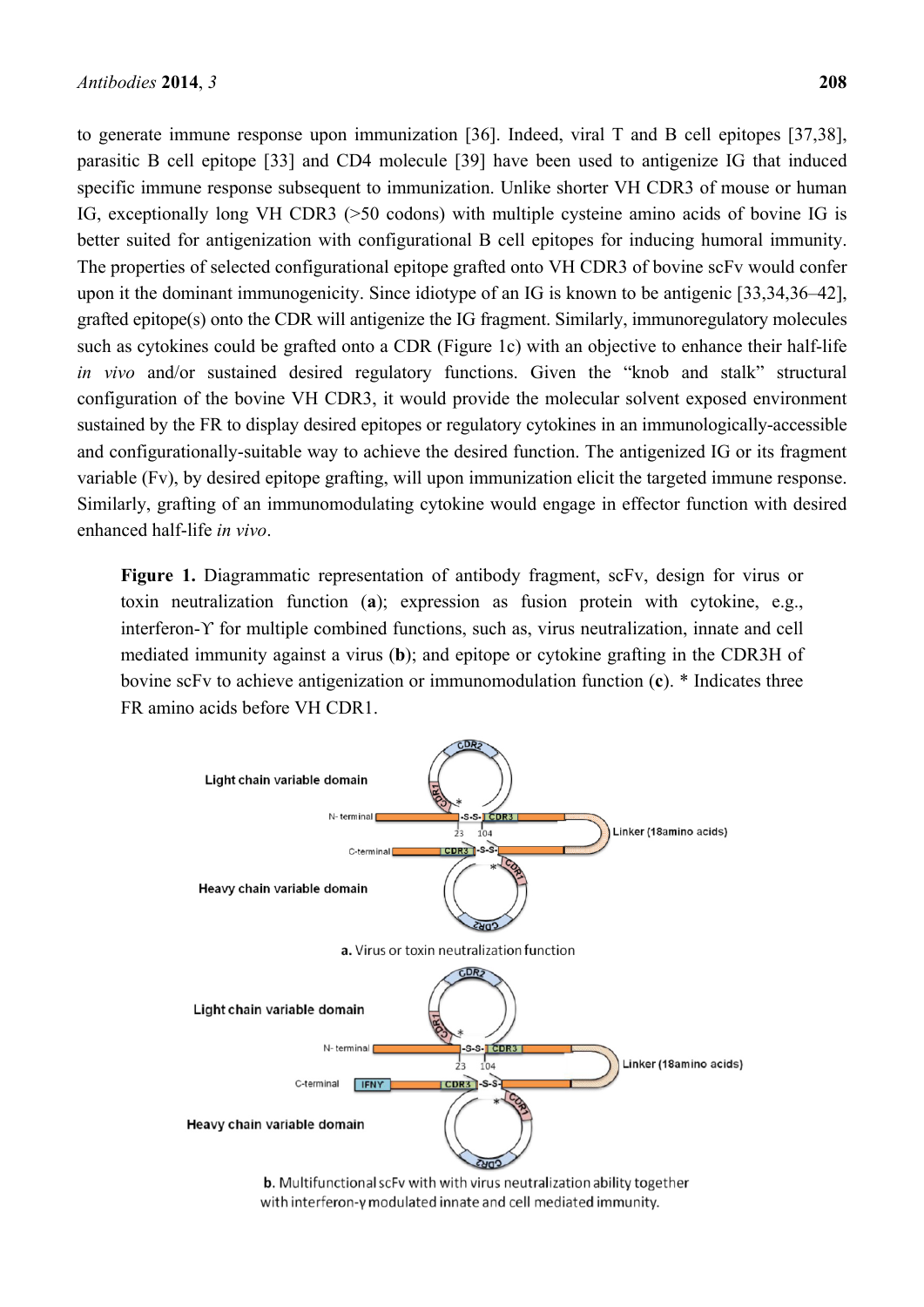to generate immune response upon immunization [36]. Indeed, viral T and B cell epitopes [37,38], parasitic B cell epitope [33] and CD4 molecule [39] have been used to antigenize IG that induced specific immune response subsequent to immunization. Unlike shorter VH CDR3 of mouse or human IG, exceptionally long VH CDR3 (>50 codons) with multiple cysteine amino acids of bovine IG is better suited for antigenization with configurational B cell epitopes for inducing humoral immunity. The properties of selected configurational epitope grafted onto VH CDR3 of bovine scFv would confer upon it the dominant immunogenicity. Since idiotype of an IG is known to be antigenic [33,34,36–42], grafted epitope(s) onto the CDR will antigenize the IG fragment. Similarly, immunoregulatory molecules such as cytokines could be grafted onto a CDR (Figure 1c) with an objective to enhance their half-life *in vivo* and/or sustained desired regulatory functions. Given the "knob and stalk" structural configuration of the bovine VH CDR3, it would provide the molecular solvent exposed environment sustained by the FR to display desired epitopes or regulatory cytokines in an immunologically-accessible and configurationally-suitable way to achieve the desired function. The antigenized IG or its fragment variable (Fv), by desired epitope grafting, will upon immunization elicit the targeted immune response. Similarly, grafting of an immunomodulating cytokine would engage in effector function with desired enhanced half-life *in vivo*.

**Figure 1.** Diagrammatic representation of antibody fragment, scFv, design for virus or toxin neutralization function (**a**); expression as fusion protein with cytokine, e.g., interferon-ϒ for multiple combined functions, such as, virus neutralization, innate and cell mediated immunity against a virus (**b**); and epitope or cytokine grafting in the CDR3H of bovine scFv to achieve antigenization or immunomodulation function (**c**). * Indicates three FR amino acids before VH CDR1.

**a.** Virus or toxin neutralization function

**b.** Multifunctional scFv with with virus neutralization ability together with interferon-γ modulated innate and cell mediated immunity.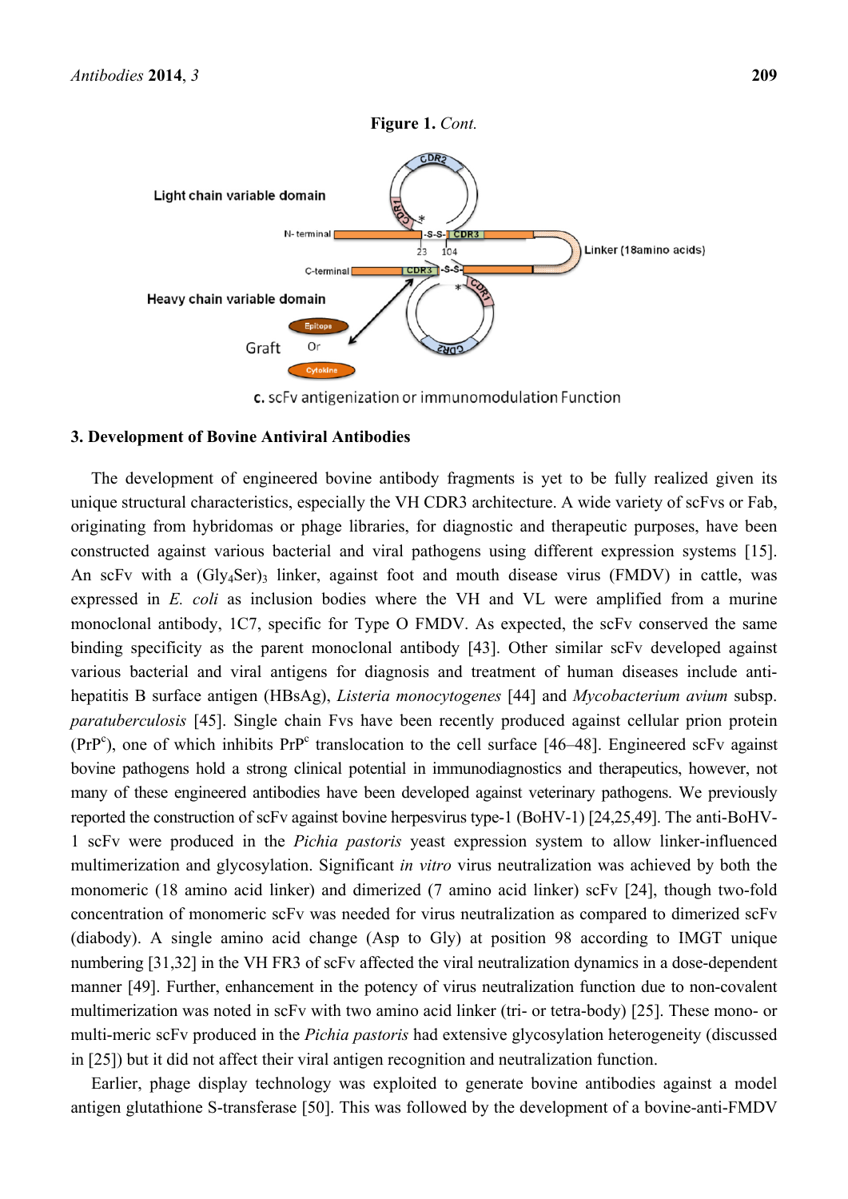Figure 1. *Cont.*

c. scFv antigenization or immunomodulation Function

### 3. Development of Bovine Antiviral Antibodies

The development of engineered bovine antibody fragments is yet to be fully realized given its unique structural characteristics, especially the VH CDR3 architecture. A wide variety of scFvs or Fab, originating from hybridomas or phage libraries, for diagnostic and therapeutic purposes, have been constructed against various bacterial and viral pathogens using different expression systems [15]. An scFv with a $(Gly_4Ser)_3$ linker, against foot and mouth disease virus (FMDV) in cattle, was expressed in *E. coli* as inclusion bodies where the VH and VL were amplified from a murine monoclonal antibody, 1C7, specific for Type O FMDV. As expected, the scFv conserved the same binding specificity as the parent monoclonal antibody [43]. Other similar scFv developed against various bacterial and viral antigens for diagnosis and treatment of human diseases include anti-hepatitis B surface antigen (HBsAg), *Listeria monocytogenes* [44] and *Mycobacterium avium* subsp. *paratuberculosis* [45]. Single chain Fvs have been recently produced against cellular prion protein ($PrP^c$), one of which inhibits $PrP^c$ translocation to the cell surface [46–48]. Engineered scFv against bovine pathogens hold a strong clinical potential in immunodiagnostics and therapeutics, however, not many of these engineered antibodies have been developed against veterinary pathogens. We previously reported the construction of scFv against bovine herpesvirus type-1 (BoHV-1) [24,25,49]. The anti-BoHV-1 scFv were produced in the *Pichia pastoris* yeast expression system to allow linker-influenced multimerization and glycosylation. Significant *in vitro* virus neutralization was achieved by both the monomeric (18 amino acid linker) and dimerized (7 amino acid linker) scFv [24], though two-fold concentration of monomeric scFv was needed for virus neutralization as compared to dimerized scFv (diabody). A single amino acid change (Asp to Gly) at position 98 according to IMGT unique numbering [31,32] in the VH FR3 of scFv affected the viral neutralization dynamics in a dose-dependent manner [49]. Further, enhancement in the potency of virus neutralization function due to non-covalent multimerization was noted in scFv with two amino acid linker (tri- or tetra-body) [25]. These mono- or multi-meric scFv produced in the *Pichia pastoris* had extensive glycosylation heterogeneity (discussed in [25]) but it did not affect their viral antigen recognition and neutralization function.

Earlier, phage display technology was exploited to generate bovine antibodies against a model antigen glutathione S-transferase [50]. This was followed by the development of a bovine-anti-FMDV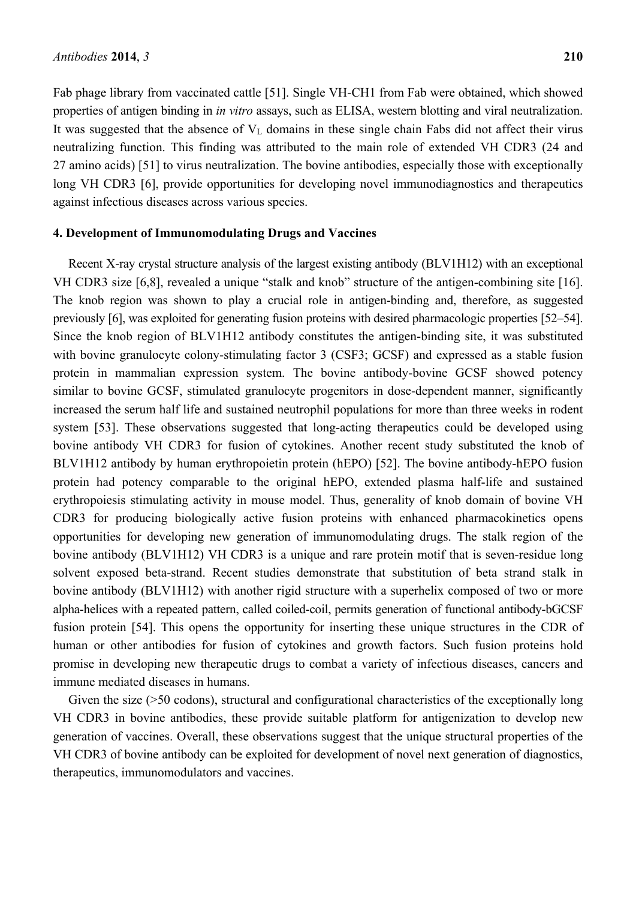Fab phage library from vaccinated cattle [51]. Single VH-CH1 from Fab were obtained, which showed properties of antigen binding in *in vitro* assays, such as ELISA, western blotting and viral neutralization. It was suggested that the absence of $V_L$ domains in these single chain Fabs did not affect their virus neutralizing function. This finding was attributed to the main role of extended VH CDR3 (24 and 27 amino acids) [51] to virus neutralization. The bovine antibodies, especially those with exceptionally long VH CDR3 [6], provide opportunities for developing novel immunodiagnostics and therapeutics against infectious diseases across various species.

## 4. Development of Immunomodulating Drugs and Vaccines

Recent X-ray crystal structure analysis of the largest existing antibody (BLV1H12) with an exceptional VH CDR3 size [6,8], revealed a unique "stalk and knob" structure of the antigen-combining site [16]. The knob region was shown to play a crucial role in antigen-binding and, therefore, as suggested previously [6], was exploited for generating fusion proteins with desired pharmacologic properties [52–54]. Since the knob region of BLV1H12 antibody constitutes the antigen-binding site, it was substituted with bovine granulocyte colony-stimulating factor 3 (CSF3; GCSF) and expressed as a stable fusion protein in mammalian expression system. The bovine antibody-bovine GCSF showed potency similar to bovine GCSF, stimulated granulocyte progenitors in dose-dependent manner, significantly increased the serum half life and sustained neutrophil populations for more than three weeks in rodent system [53]. These observations suggested that long-acting therapeutics could be developed using bovine antibody VH CDR3 for fusion of cytokines. Another recent study substituted the knob of BLV1H12 antibody by human erythropoietin protein (hEPO) [52]. The bovine antibody-hEPO fusion protein had potency comparable to the original hEPO, extended plasma half-life and sustained erythropoiesis stimulating activity in mouse model. Thus, generality of knob domain of bovine VH CDR3 for producing biologically active fusion proteins with enhanced pharmacokinetics opens opportunities for developing new generation of immunomodulating drugs. The stalk region of the bovine antibody (BLV1H12) VH CDR3 is a unique and rare protein motif that is seven-residue long solvent exposed beta-strand. Recent studies demonstrate that substitution of beta strand stalk in bovine antibody (BLV1H12) with another rigid structure with a superhelix composed of two or more alpha-helices with a repeated pattern, called coiled-coil, permits generation of functional antibody-bGCSF fusion protein [54]. This opens the opportunity for inserting these unique structures in the CDR of human or other antibodies for fusion of cytokines and growth factors. Such fusion proteins hold promise in developing new therapeutic drugs to combat a variety of infectious diseases, cancers and immune mediated diseases in humans.

Given the size (>50 codons), structural and configurational characteristics of the exceptionally long VH CDR3 in bovine antibodies, these provide suitable platform for antigenization to develop new generation of vaccines. Overall, these observations suggest that the unique structural properties of the VH CDR3 of bovine antibody can be exploited for development of novel next generation of diagnostics, therapeutics, immunomodulators and vaccines.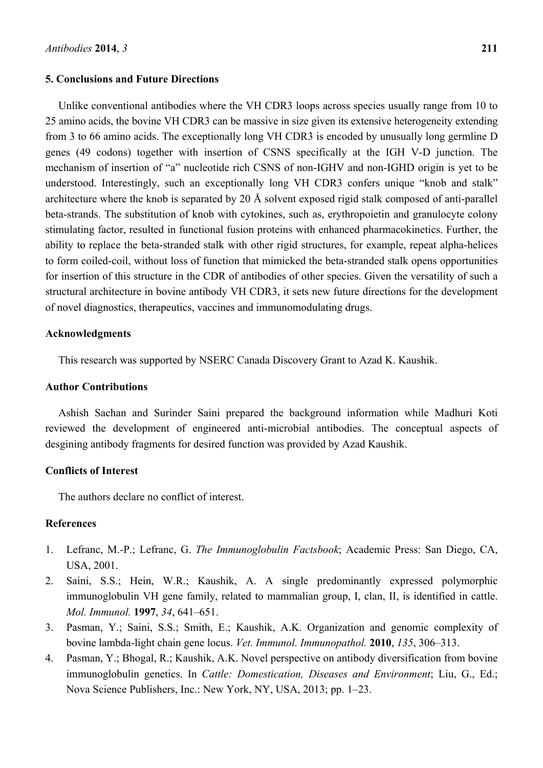## 5. Conclusions and Future Directions

Unlike conventional antibodies where the VH CDR3 loops across species usually range from 10 to 25 amino acids, the bovine VH CDR3 can be massive in size given its extensive heterogeneity extending from 3 to 66 amino acids. The exceptionally long VH CDR3 is encoded by unusually long germline D genes (49 codons) together with insertion of CSNS specifically at the IGH V-D junction. The mechanism of insertion of "a" nucleotide rich CSNS of non-IGHV and non-IGHD origin is yet to be understood. Interestingly, such an exceptionally long VH CDR3 confers unique "knob and stalk" architecture where the knob is separated by 20 Å solvent exposed rigid stalk composed of anti-parallel beta-strands. The substitution of knob with cytokines, such as, erythropoietin and granulocyte colony stimulating factor, resulted in functional fusion proteins with enhanced pharmacokinetics. Further, the ability to replace the beta-stranded stalk with other rigid structures, for example, repeat alpha-helices to form coiled-coil, without loss of function that mimicked the beta-stranded stalk opens opportunities for insertion of this structure in the CDR of antibodies of other species. Given the versatility of such a structural architecture in bovine antibody VH CDR3, it sets new future directions for the development of novel diagnostics, therapeutics, vaccines and immunomodulating drugs.

## Acknowledgments

This research was supported by NSERC Canada Discovery Grant to Azad K. Kaushik.

## Author Contributions

Ashish Sachan and Surinder Saini prepared the background information while Madhuri Koti reviewed the development of engineered anti-microbial antibodies. The conceptual aspects of desgining antibody fragments for desired function was provided by Azad Kaushik.

## Conflicts of Interest

The authors declare no conflict of interest.

## References

1. Lefranc, M.-P.; Lefranc, G. *The Immunoglobulin Factsbook*; Academic Press: San Diego, CA, USA, 2001.
2. Saini, S.S.; Hein, W.R.; Kaushik, A. A single predominantly expressed polymorphic immunoglobulin VH gene family, related to mammalian group, I, clan, II, is identified in cattle. *Mol. Immunol.* **1997**, *34*, 641–651.
3. Pasman, Y.; Saini, S.S.; Smith, E.; Kaushik, A.K. Organization and genomic complexity of bovine lambda-light chain gene locus. *Vet. Immunol. Immunopathol.* **2010**, *135*, 306–313.
4. Pasman, Y.; Bhogal, R.; Kaushik, A.K. Novel perspective on antibody diversification from bovine immunoglobulin genetics. In *Cattle: Domestication, Diseases and Environment*; Liu, G., Ed.; Nova Science Publishers, Inc.: New York, NY, USA, 2013; pp. 1–23.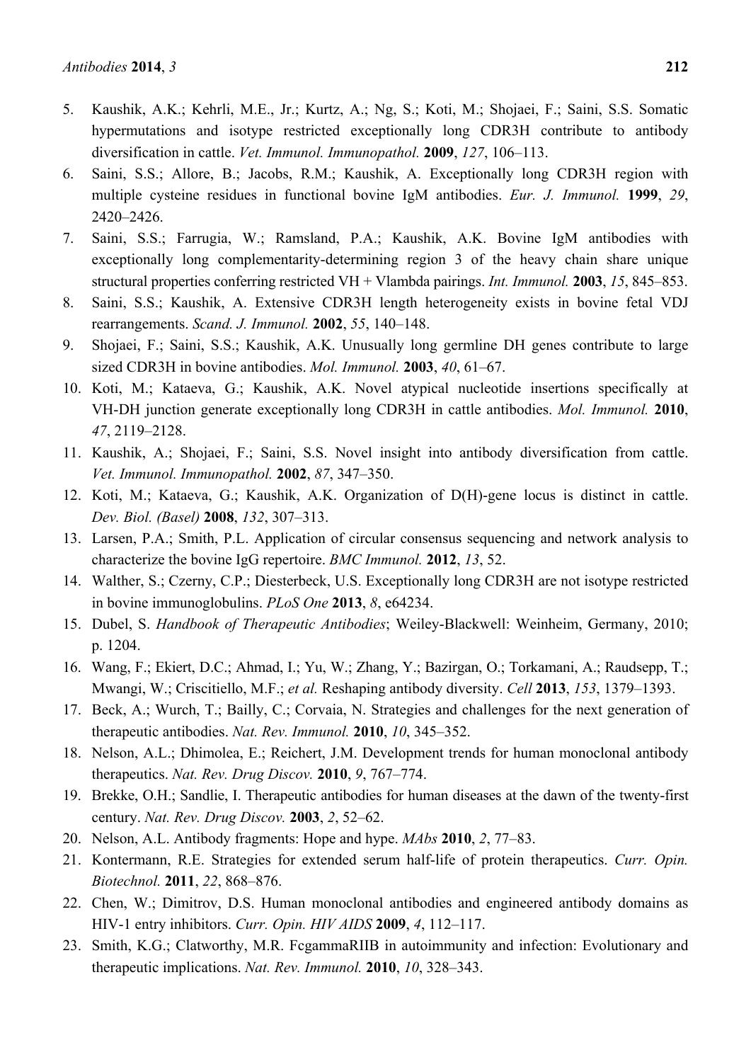5. Kaushik, A.K.; Kehrli, M.E., Jr.; Kurtz, A.; Ng, S.; Koti, M.; Shojaei, F.; Saini, S.S. Somatic hypermutations and isotype restricted exceptionally long CDR3H contribute to antibody diversification in cattle. *Vet. Immunol. Immunopathol.* **2009**, *127*, 106–113.
6. Saini, S.S.; Allore, B.; Jacobs, R.M.; Kaushik, A. Exceptionally long CDR3H region with multiple cysteine residues in functional bovine IgM antibodies. *Eur. J. Immunol.* **1999**, *29*, 2420–2426.
7. Saini, S.S.; Farrugia, W.; Ramsland, P.A.; Kaushik, A.K. Bovine IgM antibodies with exceptionally long complementarity-determining region 3 of the heavy chain share unique structural properties conferring restricted VH + Vlambda pairings. *Int. Immunol.* **2003**, *15*, 845–853.
8. Saini, S.S.; Kaushik, A. Extensive CDR3H length heterogeneity exists in bovine fetal VDJ rearrangements. *Scand. J. Immunol.* **2002**, *55*, 140–148.
9. Shojaei, F.; Saini, S.S.; Kaushik, A.K. Unusually long germline DH genes contribute to large sized CDR3H in bovine antibodies. *Mol. Immunol.* **2003**, *40*, 61–67.
10. Koti, M.; Kataeva, G.; Kaushik, A.K. Novel atypical nucleotide insertions specifically at VH-DH junction generate exceptionally long CDR3H in cattle antibodies. *Mol. Immunol.* **2010**, *47*, 2119–2128.
11. Kaushik, A.; Shojaei, F.; Saini, S.S. Novel insight into antibody diversification from cattle. *Vet. Immunol. Immunopathol.* **2002**, *87*, 347–350.
12. Koti, M.; Kataeva, G.; Kaushik, A.K. Organization of D(H)-gene locus is distinct in cattle. *Dev. Biol. (Basel)* **2008**, *132*, 307–313.
13. Larsen, P.A.; Smith, P.L. Application of circular consensus sequencing and network analysis to characterize the bovine IgG repertoire. *BMC Immunol.* **2012**, *13*, 52.
14. Walther, S.; Czerny, C.P.; Diesterbeck, U.S. Exceptionally long CDR3H are not isotype restricted in bovine immunoglobulins. *PLoS One* **2013**, *8*, e64234.
15. Dubel, S. *Handbook of Therapeutic Antibodies*; Weiley-Blackwell: Weinheim, Germany, 2010; p. 1204.
16. Wang, F.; Ekiert, D.C.; Ahmad, I.; Yu, W.; Zhang, Y.; Bazirgan, O.; Torkamani, A.; Raudsepp, T.; Mwangi, W.; Criscitiello, M.F.; *et al.* Reshaping antibody diversity. *Cell* **2013**, *153*, 1379–1393.
17. Beck, A.; Wurch, T.; Bailly, C.; Corvaia, N. Strategies and challenges for the next generation of therapeutic antibodies. *Nat. Rev. Immunol.* **2010**, *10*, 345–352.
18. Nelson, A.L.; Dhimolea, E.; Reichert, J.M. Development trends for human monoclonal antibody therapeutics. *Nat. Rev. Drug Discov.* **2010**, *9*, 767–774.
19. Brekke, O.H.; Sandlie, I. Therapeutic antibodies for human diseases at the dawn of the twenty-first century. *Nat. Rev. Drug Discov.* **2003**, *2*, 52–62.
20. Nelson, A.L. Antibody fragments: Hope and hype. *MAbs* **2010**, *2*, 77–83.
21. Kontermann, R.E. Strategies for extended serum half-life of protein therapeutics. *Curr. Opin. Biotechnol.* **2011**, *22*, 868–876.
22. Chen, W.; Dimitrov, D.S. Human monoclonal antibodies and engineered antibody domains as HIV-1 entry inhibitors. *Curr. Opin. HIV AIDS* **2009**, *4*, 112–117.
23. Smith, K.G.; Clatworthy, M.R. FcgammaRIIB in autoimmunity and infection: Evolutionary and therapeutic implications. *Nat. Rev. Immunol.* **2010**, *10*, 328–343.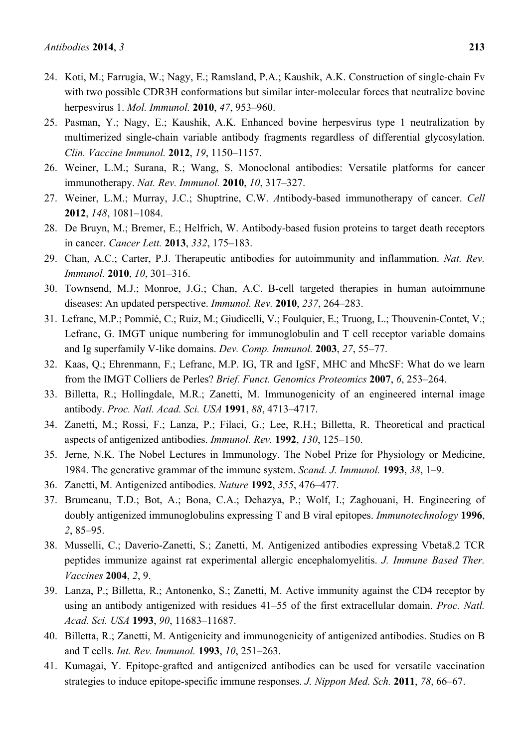24. Koti, M.; Farrugia, W.; Nagy, E.; Ramsland, P.A.; Kaushik, A.K. Construction of single-chain Fv with two possible CDR3H conformations but similar inter-molecular forces that neutralize bovine herpesvirus 1. *Mol. Immunol.* **2010**, *47*, 953–960.
25. Pasman, Y.; Nagy, E.; Kaushik, A.K. Enhanced bovine herpesvirus type 1 neutralization by multimerized single-chain variable antibody fragments regardless of differential glycosylation. *Clin. Vaccine Immunol.* **2012**, *19*, 1150–1157.
26. Weiner, L.M.; Surana, R.; Wang, S. Monoclonal antibodies: Versatile platforms for cancer immunotherapy. *Nat. Rev. Immunol.* **2010**, *10*, 317–327.
27. Weiner, L.M.; Murray, J.C.; Shuptrine, C.W. *A*ntibody-based immunotherapy of cancer. *Cell* **2012**, *148*, 1081–1084.
28. De Bruyn, M.; Bremer, E.; Helfrich, W. Antibody-based fusion proteins to target death receptors in cancer. *Cancer Lett.* **2013**, *332*, 175–183.
29. Chan, A.C.; Carter, P.J. Therapeutic antibodies for autoimmunity and inflammation. *Nat. Rev. Immunol.* **2010**, *10*, 301–316.
30. Townsend, M.J.; Monroe, J.G.; Chan, A.C. B-cell targeted therapies in human autoimmune diseases: An updated perspective. *Immunol. Rev.* **2010**, *237*, 264–283.
31. Lefranc, M.P.; Pommié, C.; Ruiz, M.; Giudicelli, V.; Foulquier, E.; Truong, L.; Thouvenin-Contet, V.; Lefranc, G. IMGT unique numbering for immunoglobulin and T cell receptor variable domains and Ig superfamily V-like domains. *Dev. Comp. Immunol.* **2003**, *27*, 55–77.
32. Kaas, Q.; Ehrenmann, F.; Lefranc, M.P. IG, TR and IgSF, MHC and MhcSF: What do we learn from the IMGT Colliers de Perles? *Brief. Funct. Genomics Proteomics* **2007**, *6*, 253–264.
33. Billetta, R.; Hollingdale, M.R.; Zanetti, M. Immunogenicity of an engineered internal image antibody. *Proc. Natl. Acad. Sci. USA* **1991**, *88*, 4713–4717.
34. Zanetti, M.; Rossi, F.; Lanza, P.; Filaci, G.; Lee, R.H.; Billetta, R. Theoretical and practical aspects of antigenized antibodies. *Immunol. Rev.* **1992**, *130*, 125–150.
35. Jerne, N.K. The Nobel Lectures in Immunology. The Nobel Prize for Physiology or Medicine, 1984. The generative grammar of the immune system. *Scand. J. Immunol.* **1993**, *38*, 1–9.
36. Zanetti, M. Antigenized antibodies. *Nature* **1992**, *355*, 476–477.
37. Brumeanu, T.D.; Bot, A.; Bona, C.A.; Dehazya, P.; Wolf, I.; Zaghouani, H. Engineering of doubly antigenized immunoglobulins expressing T and B viral epitopes. *Immunotechnology* **1996**, *2*, 85–95.
38. Musselli, C.; Daverio-Zanetti, S.; Zanetti, M. Antigenized antibodies expressing Vbeta8.2 TCR peptides immunize against rat experimental allergic encephalomyelitis. *J. Immune Based Ther. Vaccines* **2004**, *2*, 9.
39. Lanza, P.; Billetta, R.; Antonenko, S.; Zanetti, M. Active immunity against the CD4 receptor by using an antibody antigenized with residues 41–55 of the first extracellular domain. *Proc. Natl. Acad. Sci. USA* **1993**, *90*, 11683–11687.
40. Billetta, R.; Zanetti, M. Antigenicity and immunogenicity of antigenized antibodies. Studies on B and T cells. *Int. Rev. Immunol.* **1993**, *10*, 251–263.
41. Kumagai, Y. Epitope-grafted and antigenized antibodies can be used for versatile vaccination strategies to induce epitope-specific immune responses. *J. Nippon Med. Sch.* **2011**, *78*, 66–67.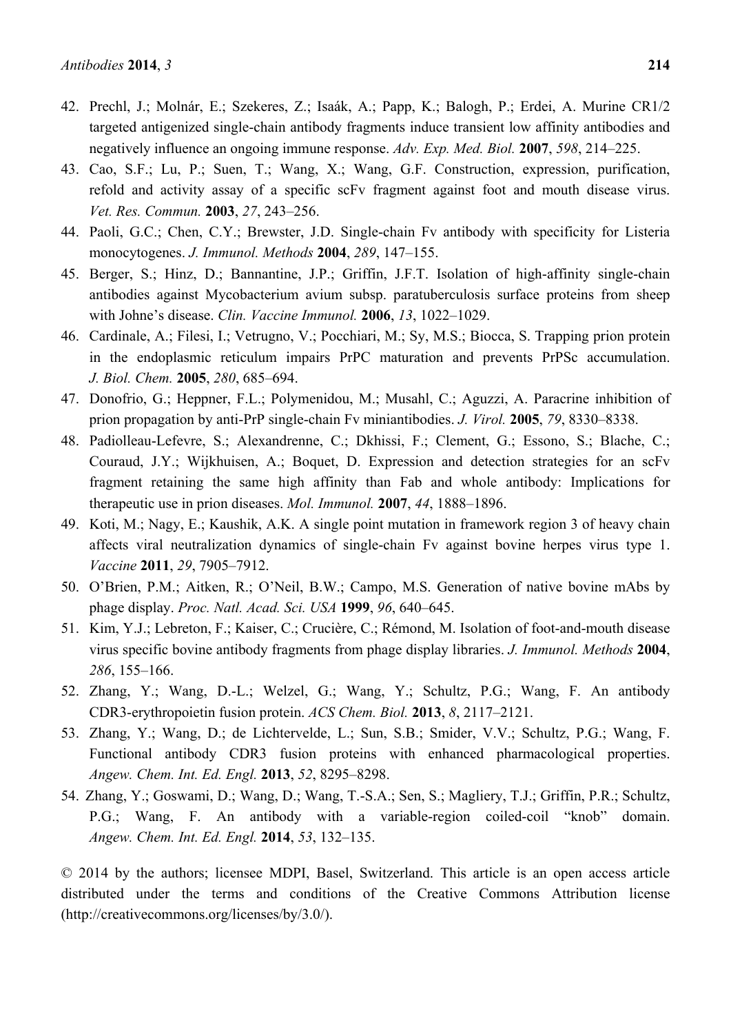42. Prechl, J.; Molnár, E.; Szekeres, Z.; Isaák, A.; Papp, K.; Balogh, P.; Erdei, A. Murine CR1/2 targeted antigenized single-chain antibody fragments induce transient low affinity antibodies and negatively influence an ongoing immune response. *Adv. Exp. Med. Biol.* **2007**, *598*, 214–225.
43. Cao, S.F.; Lu, P.; Suen, T.; Wang, X.; Wang, G.F. Construction, expression, purification, refold and activity assay of a specific scFv fragment against foot and mouth disease virus. *Vet. Res. Commun.* **2003**, *27*, 243–256.
44. Paoli, G.C.; Chen, C.Y.; Brewster, J.D. Single-chain Fv antibody with specificity for Listeria monocytogenes. *J. Immunol. Methods* **2004**, *289*, 147–155.
45. Berger, S.; Hinz, D.; Bannantine, J.P.; Griffin, J.F.T. Isolation of high-affinity single-chain antibodies against Mycobacterium avium subsp. paratuberculosis surface proteins from sheep with Johne's disease. *Clin. Vaccine Immunol.* **2006**, *13*, 1022–1029.
46. Cardinale, A.; Filesi, I.; Vetrugno, V.; Pocchiari, M.; Sy, M.S.; Biocca, S. Trapping prion protein in the endoplasmic reticulum impairs PrPC maturation and prevents PrPSc accumulation. *J. Biol. Chem.* **2005**, *280*, 685–694.
47. Donofrio, G.; Heppner, F.L.; Polymenidou, M.; Musahl, C.; Aguzzi, A. Paracrine inhibition of prion propagation by anti-PrP single-chain Fv miniantibodies. *J. Virol.* **2005**, *79*, 8330–8338.
48. Padiolleau-Lefevre, S.; Alexandrenne, C.; Dkhissi, F.; Clement, G.; Essono, S.; Blache, C.; Couraud, J.Y.; Wijkhuisen, A.; Boquet, D. Expression and detection strategies for an scFv fragment retaining the same high affinity than Fab and whole antibody: Implications for therapeutic use in prion diseases. *Mol. Immunol.* **2007**, *44*, 1888–1896.
49. Koti, M.; Nagy, E.; Kaushik, A.K. A single point mutation in framework region 3 of heavy chain affects viral neutralization dynamics of single-chain Fv against bovine herpes virus type 1. *Vaccine* **2011**, *29*, 7905–7912.
50. O'Brien, P.M.; Aitken, R.; O'Neil, B.W.; Campo, M.S. Generation of native bovine mAbs by phage display. *Proc. Natl. Acad. Sci. USA* **1999**, *96*, 640–645.
51. Kim, Y.J.; Lebreton, F.; Kaiser, C.; Crucière, C.; Rémond, M. Isolation of foot-and-mouth disease virus specific bovine antibody fragments from phage display libraries. *J. Immunol. Methods* **2004**, *286*, 155–166.
52. Zhang, Y.; Wang, D.-L.; Welzel, G.; Wang, Y.; Schultz, P.G.; Wang, F. An antibody CDR3-erythropoietin fusion protein. *ACS Chem. Biol.* **2013**, *8*, 2117–2121.
53. Zhang, Y.; Wang, D.; de Lichtervelde, L.; Sun, S.B.; Smider, V.V.; Schultz, P.G.; Wang, F. Functional antibody CDR3 fusion proteins with enhanced pharmacological properties. *Angew. Chem. Int. Ed. Engl.* **2013**, *52*, 8295–8298.
54. Zhang, Y.; Goswami, D.; Wang, D.; Wang, T.-S.A.; Sen, S.; Magliery, T.J.; Griffin, P.R.; Schultz, P.G.; Wang, F. An antibody with a variable-region coiled-coil "knob" domain. *Angew. Chem. Int. Ed. Engl.* **2014**, *53*, 132–135.

© 2014 by the authors; licensee MDPI, Basel, Switzerland. This article is an open access article distributed under the terms and conditions of the Creative Commons Attribution license (http://creativecommons.org/licenses/by/3.0/).